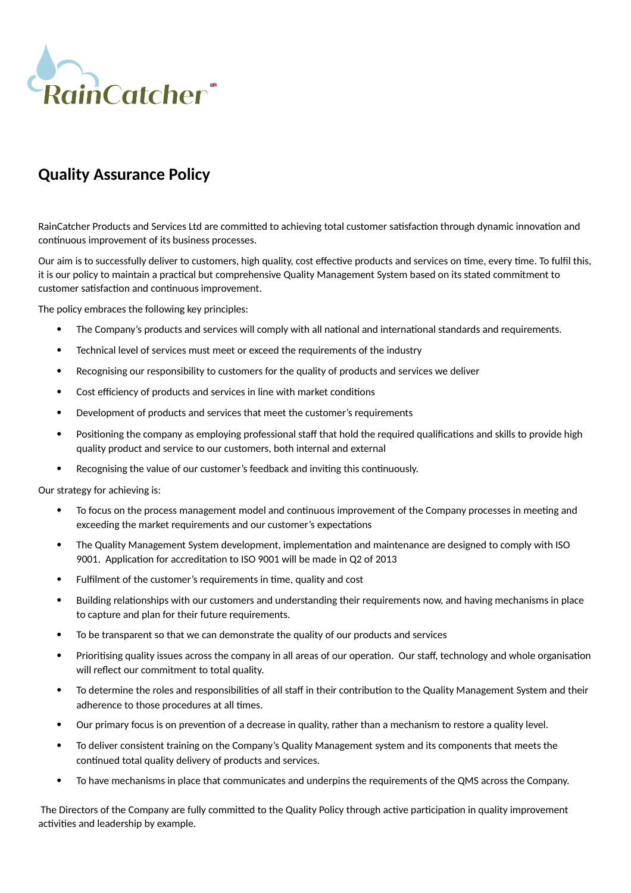# Quality Assurance Policy

RainCatcher Products and Services Ltd are committed to achieving total customer satisfaction through dynamic innovation and continuous improvement of its business processes.

Our aim is to successfully deliver to customers, high quality, cost effective products and services on time, every time. To fulfil this, it is our policy to maintain a practical but comprehensive Quality Management System based on its stated commitment to customer satisfaction and continuous improvement.

The policy embraces the following key principles:

- The Company's products and services will comply with all national and international standards and requirements.
- Technical level of services must meet or exceed the requirements of the industry
- Recognising our responsibility to customers for the quality of products and services we deliver
- Cost efficiency of products and services in line with market conditions
- Development of products and services that meet the customer's requirements
- Positioning the company as employing professional staff that hold the required qualifications and skills to provide high quality product and service to our customers, both internal and external
- Recognising the value of our customer's feedback and inviting this continuously.

Our strategy for achieving is:

- To focus on the process management model and continuous improvement of the Company processes in meeting and exceeding the market requirements and our customer's expectations
- The Quality Management System development, implementation and maintenance are designed to comply with ISO 9001. Application for accreditation to ISO 9001 will be made in Q2 of 2013
- Fulfilment of the customer's requirements in time, quality and cost
- Building relationships with our customers and understanding their requirements now, and having mechanisms in place to capture and plan for their future requirements.
- To be transparent so that we can demonstrate the quality of our products and services
- Prioritising quality issues across the company in all areas of our operation. Our staff, technology and whole organisation will reflect our commitment to total quality.
- To determine the roles and responsibilities of all staff in their contribution to the Quality Management System and their adherence to those procedures at all times.
- Our primary focus is on prevention of a decrease in quality, rather than a mechanism to restore a quality level.
- To deliver consistent training on the Company's Quality Management system and its components that meets the continued total quality delivery of products and services.
- To have mechanisms in place that communicates and underpins the requirements of the QMS across the Company.

The Directors of the Company are fully committed to the Quality Policy through active participation in quality improvement activities and leadership by example.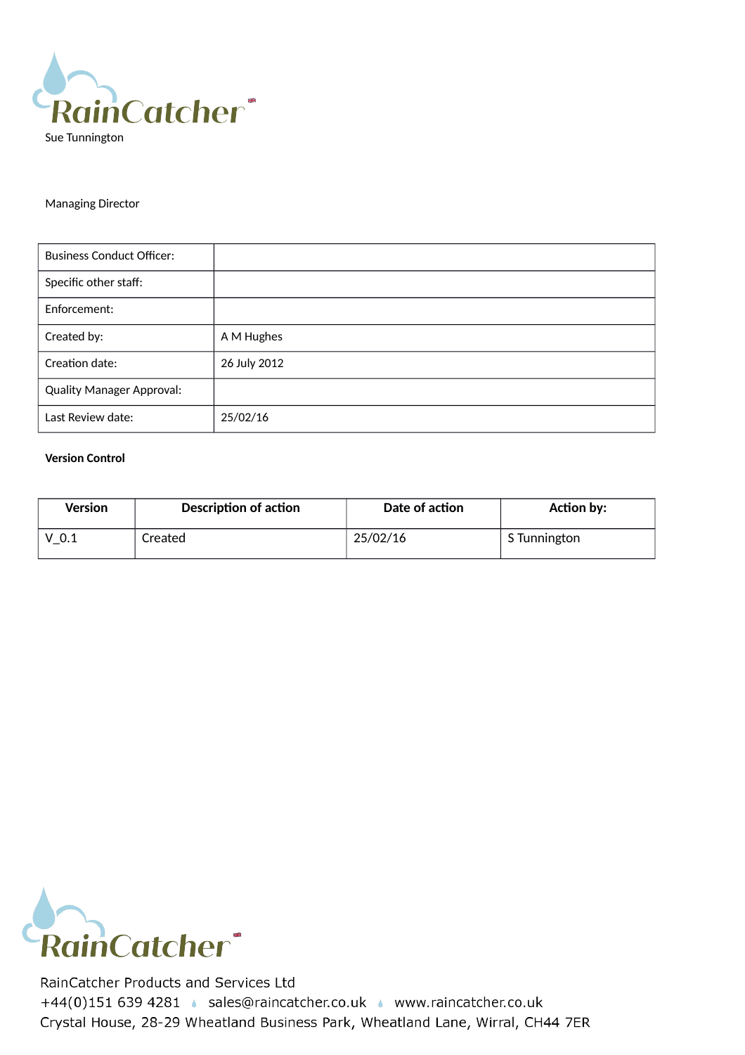Sue Tunnington

Managing Director

| | |
|---|---|
| Business Conduct Officer: | |
| Specific other staff: | |
| Enforcement: | |
| Created by: | A M Hughes |
| Creation date: | 26 July 2012 |
| Quality Manager Approval: | |
| Last Review date: | 25/02/16 |

**Version Control**

| Version | Description of action | Date of action | Action by: |
|---|---|---|---|
| V_0.1 | Created | 25/02/16 | S Tunnington |

RainCatcher Products and Services Ltd
+44(0)151 639 4281 sales@raincatcher.co.uk www.raincatcher.co.uk
Crystal House, 28-29 Wheatland Business Park, Wheatland Lane, Wirral, CH44 7ER